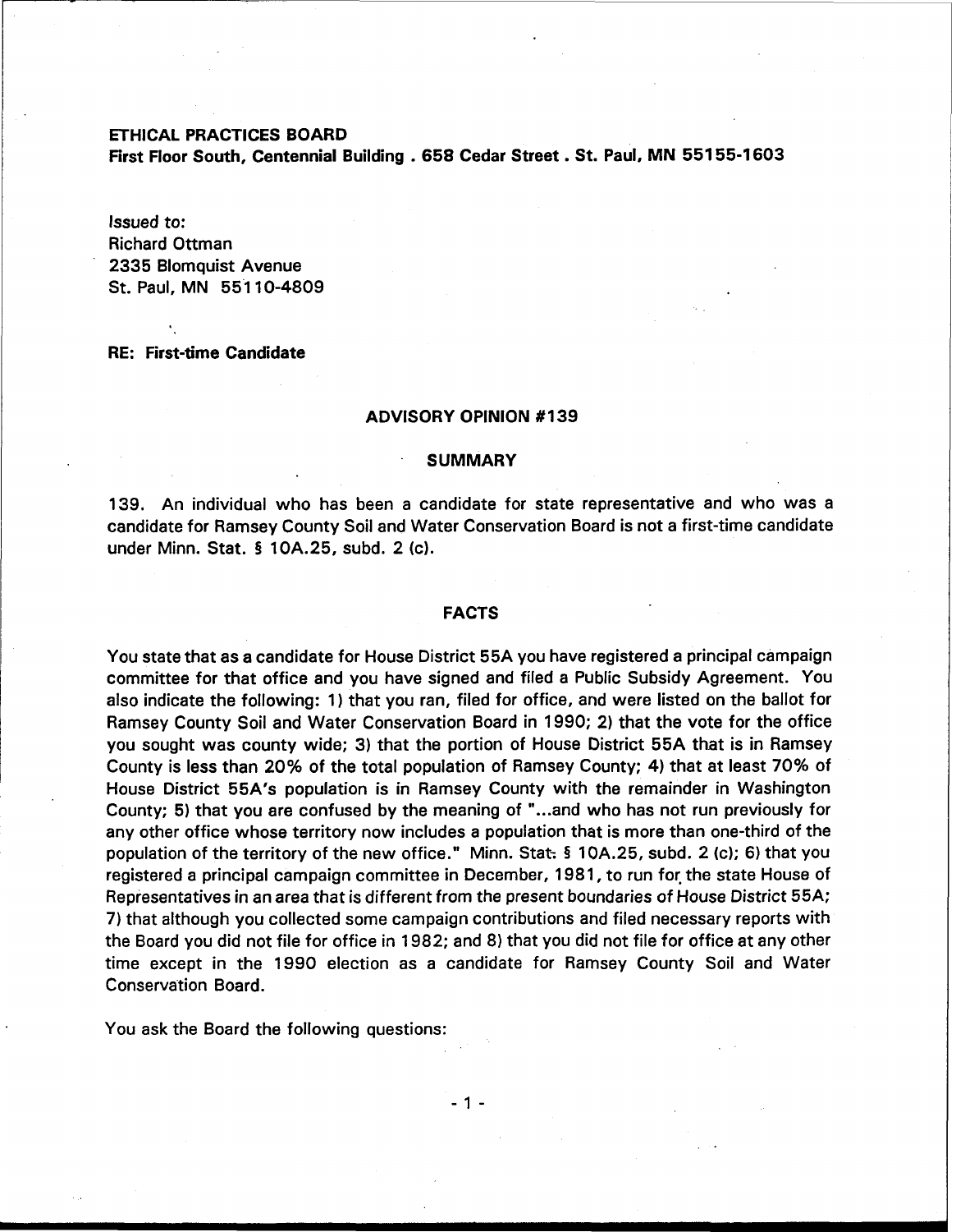**ETHICAL PRACTICES BOARD**
**First Floor South, Centennial Building . 658 Cedar Street . St. Paul, MN 55155-1603**

Issued to:
Richard Ottman
2335 Blomquist Avenue
St. Paul, MN 55110-4809

**RE: First-time Candidate**

## ADVISORY OPINION #139

### SUMMARY

139. An individual who has been a candidate for state representative and who was a candidate for Ramsey County Soil and Water Conservation Board is not a first-time candidate under Minn. Stat. § 10A.25, subd. 2 (c).

### FACTS

You state that as a candidate for House District 55A you have registered a principal campaign committee for that office and you have signed and filed a Public Subsidy Agreement. You also indicate the following: 1) that you ran, filed for office, and were listed on the ballot for Ramsey County Soil and Water Conservation Board in 1990; 2) that the vote for the office you sought was county wide; 3) that the portion of House District 55A that is in Ramsey County is less than 20% of the total population of Ramsey County; 4) that at least 70% of House District 55A's population is in Ramsey County with the remainder in Washington County; 5) that you are confused by the meaning of "...and who has not run previously for any other office whose territory now includes a population that is more than one-third of the population of the territory of the new office." Minn. Stat. § 10A.25, subd. 2 (c); 6) that you registered a principal campaign committee in December, 1981, to run for the state House of Representatives in an area that is different from the present boundaries of House District 55A; 7) that although you collected some campaign contributions and filed necessary reports with the Board you did not file for office in 1982; and 8) that you did not file for office at any other time except in the 1990 election as a candidate for Ramsey County Soil and Water Conservation Board.

You ask the Board the following questions: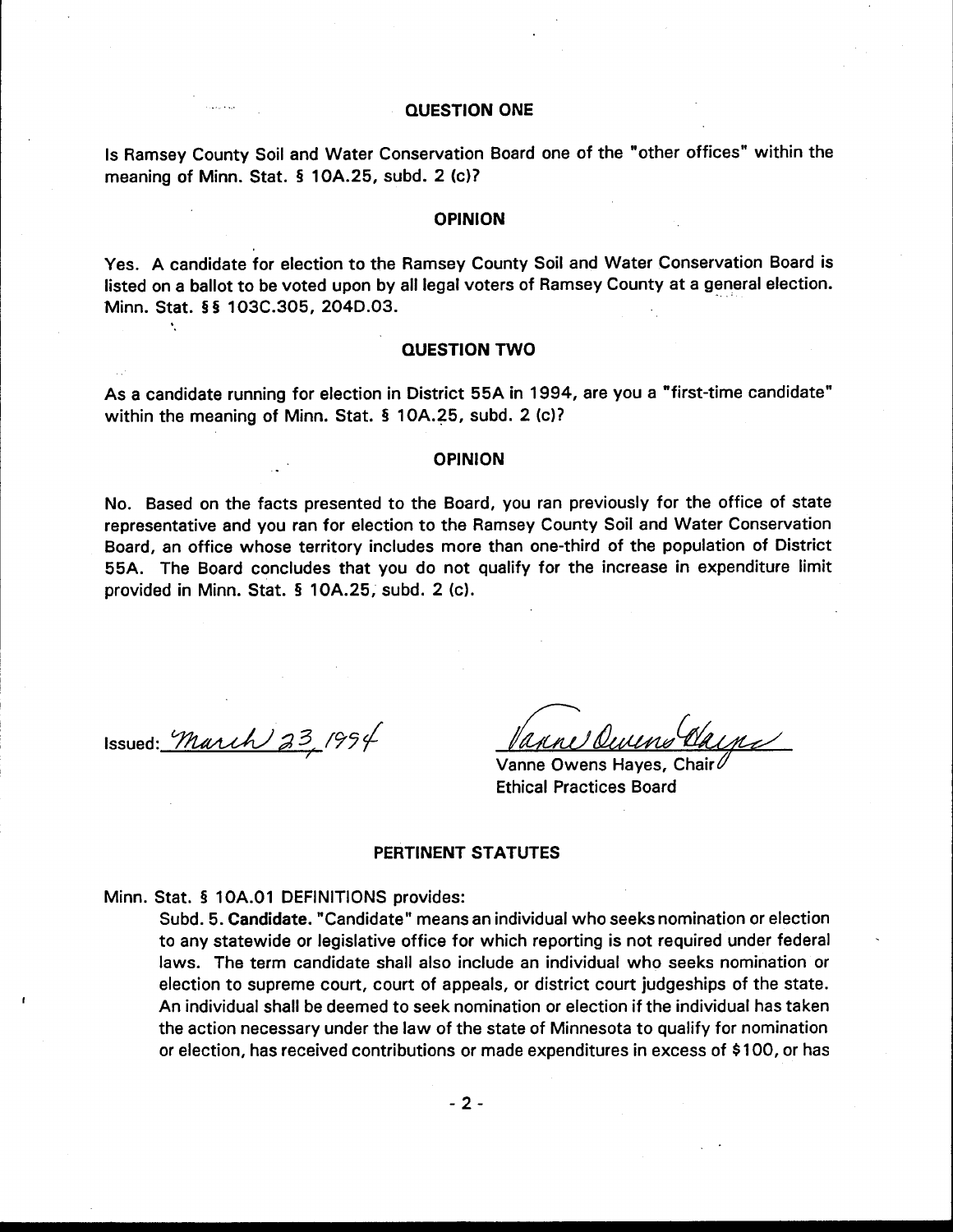## QUESTION ONE

Is Ramsey County Soil and Water Conservation Board one of the "other offices" within the meaning of Minn. Stat. § 10A.25, subd. 2 (c)?

## OPINION

Yes. A candidate for election to the Ramsey County Soil and Water Conservation Board is listed on a ballot to be voted upon by all legal voters of Ramsey County at a general election. Minn. Stat. §§ 103C.305, 204D.03.

## QUESTION TWO

As a candidate running for election in District 55A in 1994, are you a "first-time candidate" within the meaning of Minn. Stat. § 10A.25, subd. 2 (c)?

## OPINION

No. Based on the facts presented to the Board, you ran previously for the office of state representative and you ran for election to the Ramsey County Soil and Water Conservation Board, an office whose territory includes more than one-third of the population of District 55A. The Board concludes that you do not qualify for the increase in expenditure limit provided in Minn. Stat. § 10A.25, subd. 2 (c).

Issued: March 23, 1994

Vanne Owens Hayes

Vanne Owens Hayes, Chair
Ethical Practices Board

## PERTINENT STATUTES

Minn. Stat. § 10A.01 DEFINITIONS provides:

> Subd. 5. **Candidate.** "Candidate" means an individual who seeks nomination or election to any statewide or legislative office for which reporting is not required under federal laws. The term candidate shall also include an individual who seeks nomination or election to supreme court, court of appeals, or district court judgeships of the state. An individual shall be deemed to seek nomination or election if the individual has taken the action necessary under the law of the state of Minnesota to qualify for nomination or election, has received contributions or made expenditures in excess of $100, or has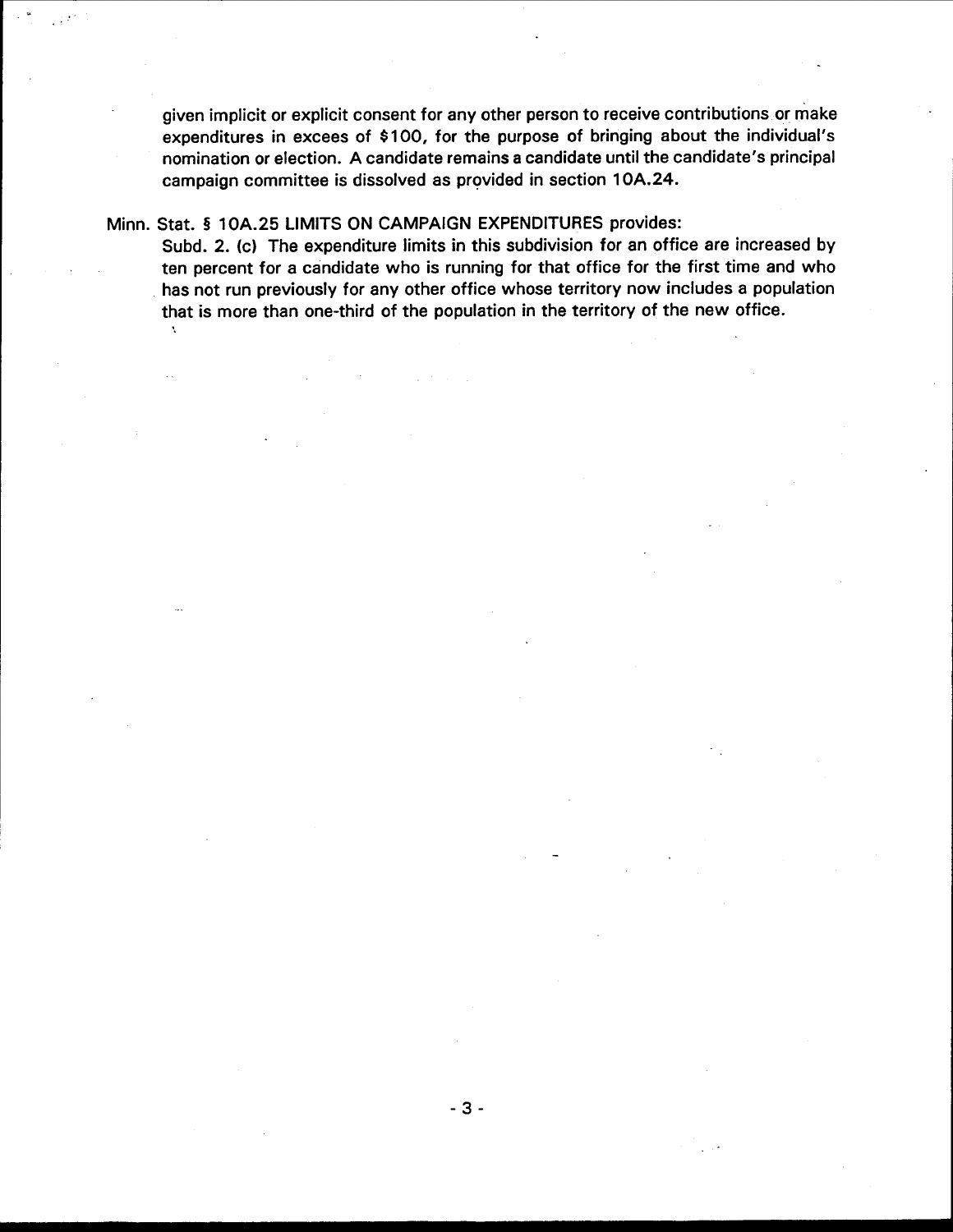given implicit or explicit consent for any other person to receive contributions or make expenditures in excees of $100, for the purpose of bringing about the individual's nomination or election. A candidate remains a candidate until the candidate's principal campaign committee is dissolved as provided in section 10A.24.

Minn. Stat. § 10A.25 LIMITS ON CAMPAIGN EXPENDITURES provides:

Subd. 2. (c) The expenditure limits in this subdivision for an office are increased by ten percent for a candidate who is running for that office for the first time and who has not run previously for any other office whose territory now includes a population that is more than one-third of the population in the territory of the new office.